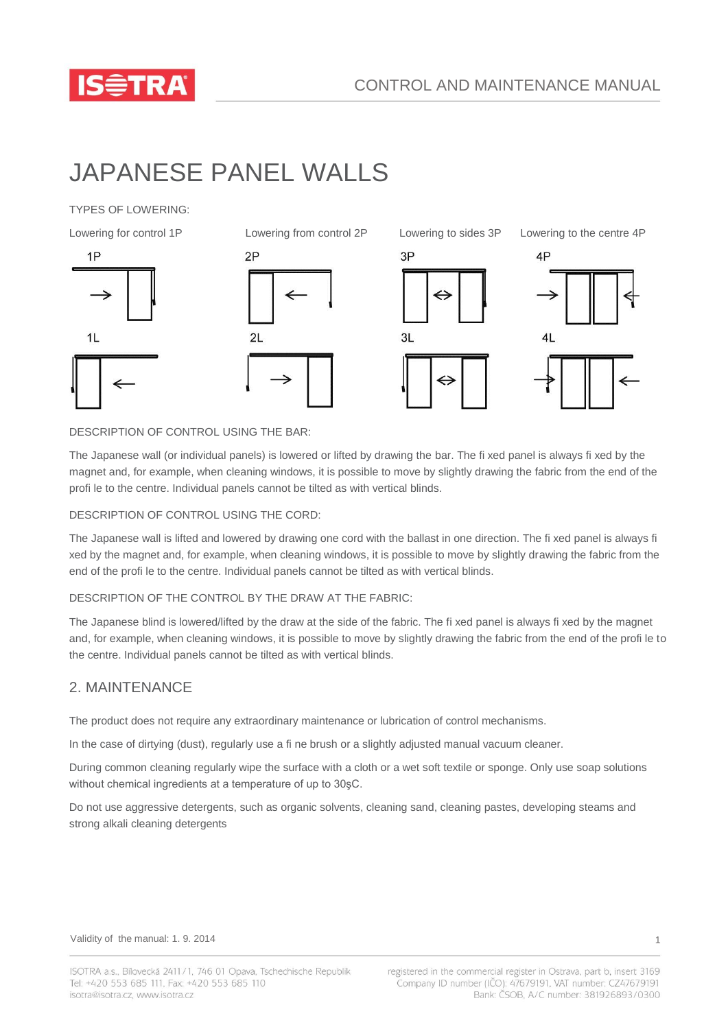# JAPANESE PANEL WALLS

TYPES OF LOWERING:

Lowering for control 1P

Lowering from control 2P

Lowering to sides 3P

Lowering to the centre 4P

1P

2P

3P

4P

1L

2L

3L

4L

DESCRIPTION OF CONTROL USING THE BAR:

The Japanese wall (or individual panels) is lowered or lifted by drawing the bar. The fi xed panel is always fi xed by the magnet and, for example, when cleaning windows, it is possible to move by slightly drawing the fabric from the end of the profi le to the centre. Individual panels cannot be tilted as with vertical blinds.

DESCRIPTION OF CONTROL USING THE CORD:

The Japanese wall is lifted and lowered by drawing one cord with the ballast in one direction. The fi xed panel is always fi xed by the magnet and, for example, when cleaning windows, it is possible to move by slightly drawing the fabric from the end of the profi le to the centre. Individual panels cannot be tilted as with vertical blinds.

DESCRIPTION OF THE CONTROL BY THE DRAW AT THE FABRIC:

The Japanese blind is lowered/lifted by the draw at the side of the fabric. The fi xed panel is always fi xed by the magnet and, for example, when cleaning windows, it is possible to move by slightly drawing the fabric from the end of the profi le to the centre. Individual panels cannot be tilted as with vertical blinds.

## 2. MAINTENANCE

The product does not require any extraordinary maintenance or lubrication of control mechanisms.

In the case of dirtying (dust), regularly use a fi ne brush or a slightly adjusted manual vacuum cleaner.

During common cleaning regularly wipe the surface with a cloth or a wet soft textile or sponge. Only use soap solutions without chemical ingredients at a temperature of up to 30şC.

Do not use aggressive detergents, such as organic solvents, cleaning sand, cleaning pastes, developing steams and strong alkali cleaning detergents

Validity of the manual: 1. 9. 2014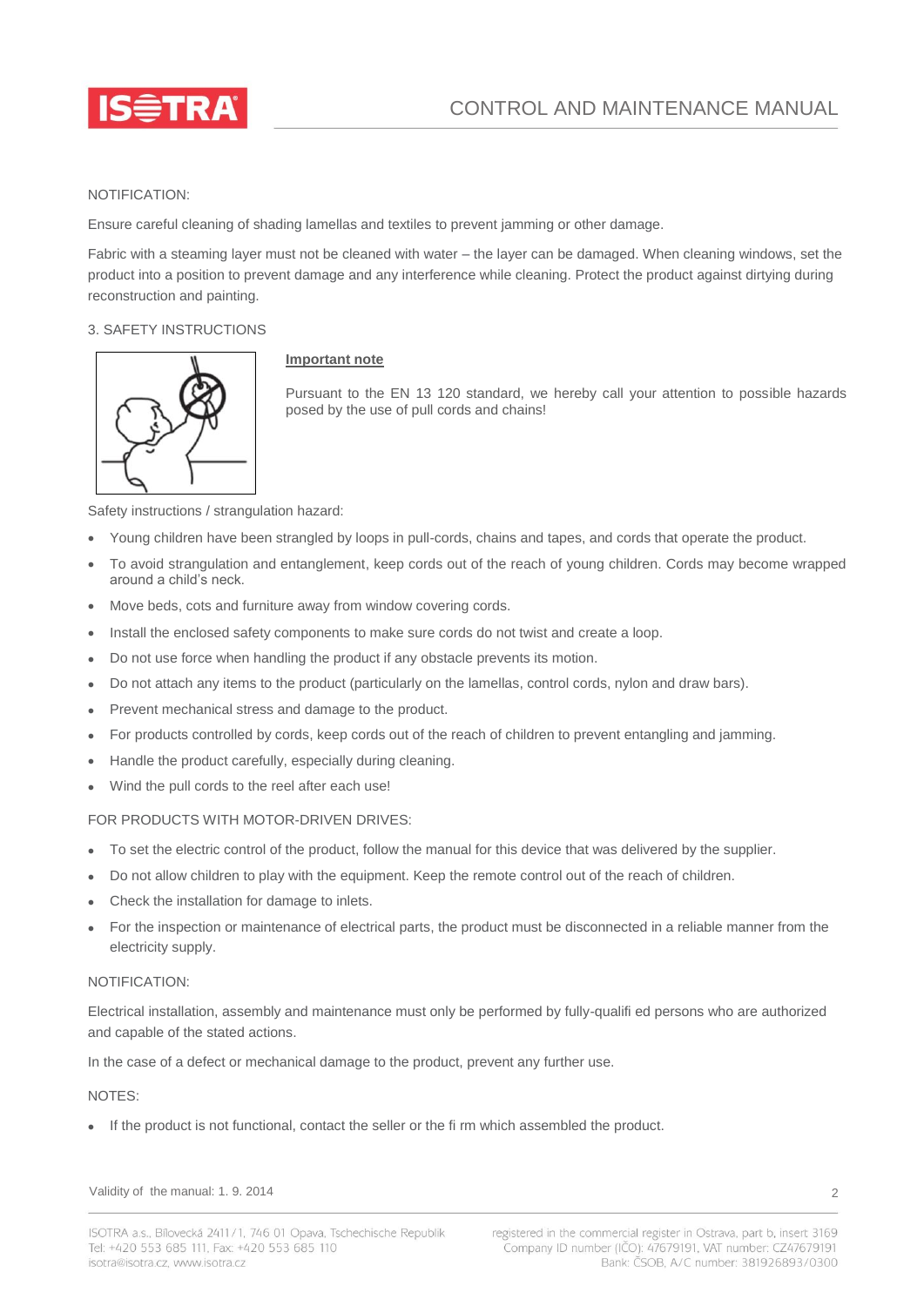NOTIFICATION:

Ensure careful cleaning of shading lamellas and textiles to prevent jamming or other damage.

Fabric with a steaming layer must not be cleaned with water – the layer can be damaged. When cleaning windows, set the product into a position to prevent damage and any interference while cleaning. Protect the product against dirtying during reconstruction and painting.

3. SAFETY INSTRUCTIONS

**Important note**

Pursuant to the EN 13 120 standard, we hereby call your attention to possible hazards posed by the use of pull cords and chains!

Safety instructions / strangulation hazard:

- Young children have been strangled by loops in pull-cords, chains and tapes, and cords that operate the product.
- To avoid strangulation and entanglement, keep cords out of the reach of young children. Cords may become wrapped around a child's neck.
- Move beds, cots and furniture away from window covering cords.
- Install the enclosed safety components to make sure cords do not twist and create a loop.
- Do not use force when handling the product if any obstacle prevents its motion.
- Do not attach any items to the product (particularly on the lamellas, control cords, nylon and draw bars).
- Prevent mechanical stress and damage to the product.
- For products controlled by cords, keep cords out of the reach of children to prevent entangling and jamming.
- Handle the product carefully, especially during cleaning.
- Wind the pull cords to the reel after each use!

FOR PRODUCTS WITH MOTOR-DRIVEN DRIVES:

- To set the electric control of the product, follow the manual for this device that was delivered by the supplier.
- Do not allow children to play with the equipment. Keep the remote control out of the reach of children.
- Check the installation for damage to inlets.
- For the inspection or maintenance of electrical parts, the product must be disconnected in a reliable manner from the electricity supply.

NOTIFICATION:

Electrical installation, assembly and maintenance must only be performed by fully-qualifi ed persons who are authorized and capable of the stated actions.

In the case of a defect or mechanical damage to the product, prevent any further use.

NOTES:

- If the product is not functional, contact the seller or the fi rm which assembled the product.

Validity of the manual: 1. 9. 2014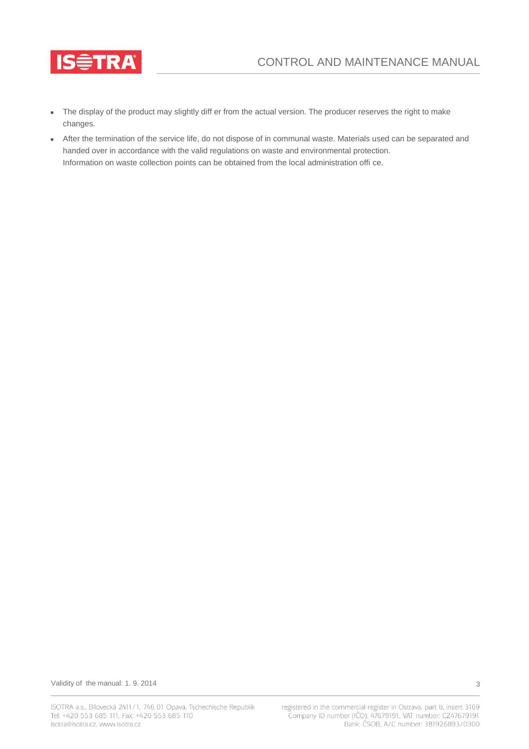- The display of the product may slightly diff er from the actual version. The producer reserves the right to make changes.
- After the termination of the service life, do not dispose of in communal waste. Materials used can be separated and handed over in accordance with the valid regulations on waste and environmental protection.
  Information on waste collection points can be obtained from the local administration offi ce.